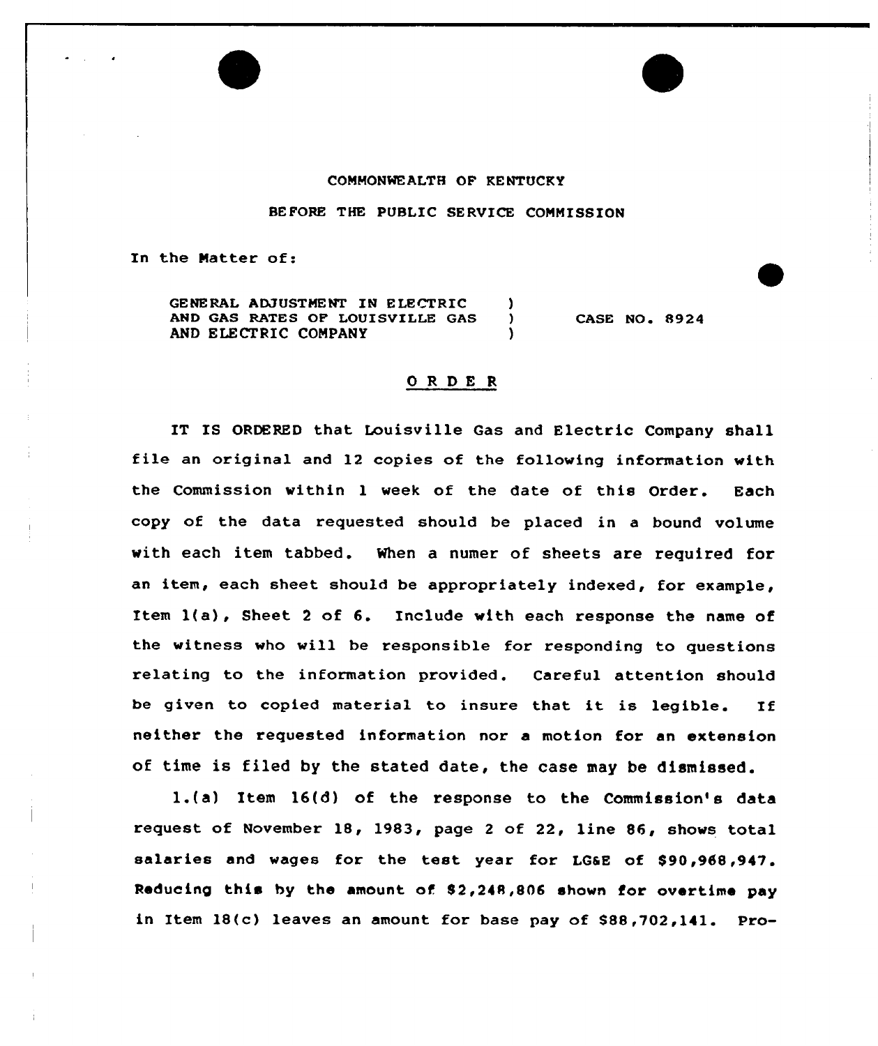COMMONWEALTH OF KENTUCKY

BEFORE THE PUBLIC SERVICE COMMISSION

In the Matter of:

| | | |
|---|---|---|
| GENERAL ADJUSTMENT IN ELECTRIC AND GAS RATES OF LOUISVILLE GAS AND ELECTRIC COMPANY | ) ) ) | CASE NO. 8924 |

## O R D E R

IT IS ORDERED that Louisville Gas and Electric Company shall file an original and 12 copies of the following information with the Commission within 1 week of the date of this Order. Each copy of the data requested should be placed in a bound volume with each item tabbed. When a numer of sheets are required for an item, each sheet should be appropriately indexed, for example, Item 1(a), Sheet 2 of 6. Include with each response the name of the witness who will be responsible for responding to questions relating to the information provided. Careful attention should be given to copied material to insure that it is legible. If neither the requested information nor a motion for an extension of time is filed by the stated date, the case may be dismissed.

1.(a) Item 16(d) of the response to the Commission's data request of November 18, 1983, page 2 of 22, line 86, shows total salaries and wages for the test year for LG&E of $90,968,947. Reducing this by the amount of $2,248,806 shown for overtime pay in Item 18(c) leaves an amount for base pay of $88,702,141. Pro-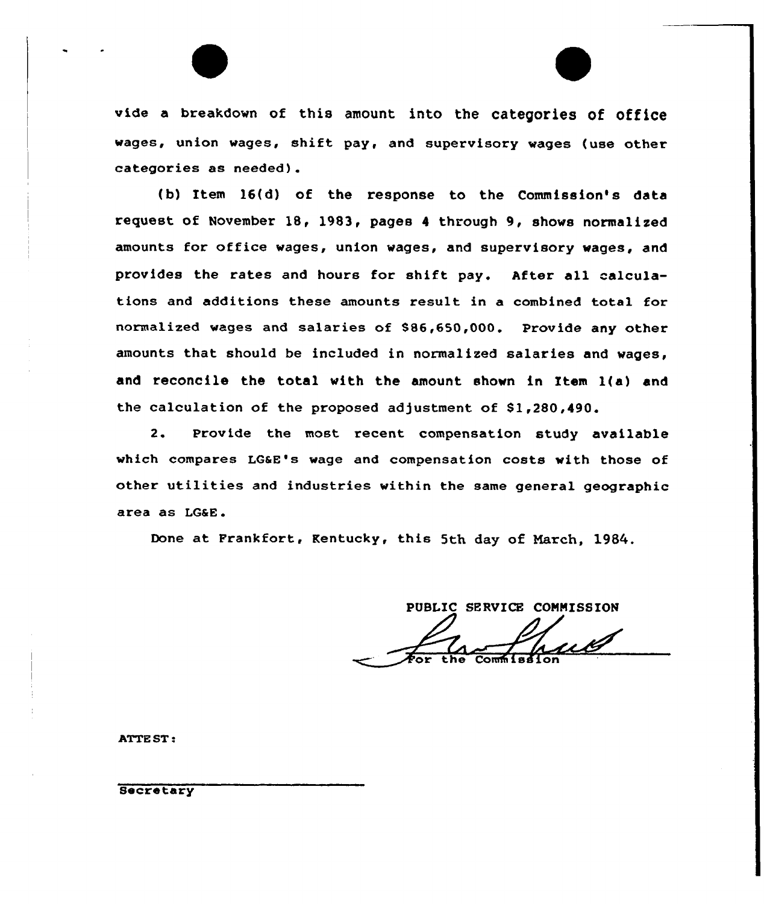vide a breakdown of this amount into the categories of office wages, union wages, shift pay, and supervisory wages (use other categories as needed).

(b) Item 16(d) of the response to the Commission's data request of November 18, 1983, pages 4 through 9, shows normalized amounts for office wages, union wages, and supervisory wages, and provides the rates and hours for shift pay. After all calculations and additions these amounts result in a combined total for normalized wages and salaries of $86,650,000. Provide any other amounts that should be included in normalized salaries and wages, and reconcile the total with the amount shown in Item 1(a) and the calculation of the proposed adjustment of $1,280,490.

2. Provide the most recent compensation study available which compares LG&E's wage and compensation costs with those of other utilities and industries within the same general geographic area as LG&E.

Done at Frankfort, Kentucky, this 5th day of March, 1984.

PUBLIC SERVICE COMMISSION

For the Commission

ATTEST:

Secretary